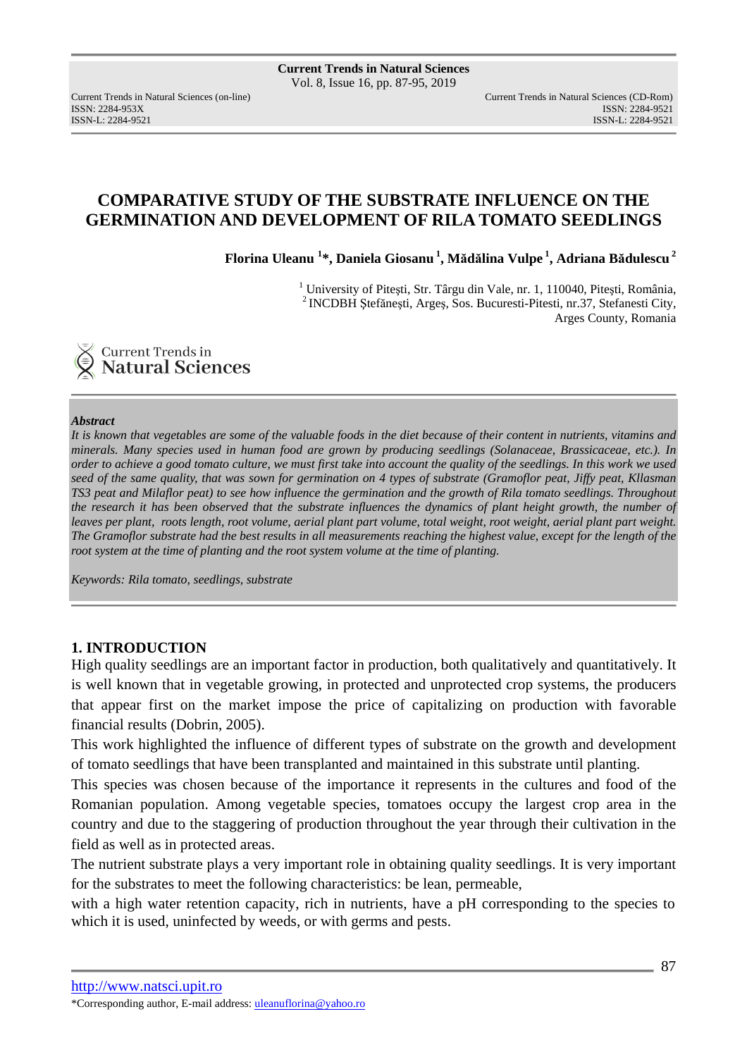# COMPARATIVE STUDY OF THE SUBSTRATE INFLUENCE ON THE GERMINATION AND DEVELOPMENT OF RILA TOMATO SEEDLINGS

**Florina Uleanu [1]\*, Daniela Giosanu [1], Mădălina Vulpe [1], Adriana Bădulescu [2]**

[1] University of Pitești, Str. Târgu din Vale, nr. 1, 110040, Pitești, România,
[2] INCDBH Ștefănești, Argeș, Sos. Bucuresti-Pitesti, nr.37, Stefanesti City, Arges County, Romania

***Abstract***

*It is known that vegetables are some of the valuable foods in the diet because of their content in nutrients, vitamins and minerals. Many species used in human food are grown by producing seedlings (Solanaceae, Brassicaceae, etc.). In order to achieve a good tomato culture, we must first take into account the quality of the seedlings. In this work we used seed of the same quality, that was sown for germination on 4 types of substrate (Gramoflor peat, Jiffy peat, Kllasman TS3 peat and Milaflor peat) to see how influence the germination and the growth of Rila tomato seedlings. Throughout the research it has been observed that the substrate influences the dynamics of plant height growth, the number of leaves per plant, roots length, root volume, aerial plant part volume, total weight, root weight, aerial plant part weight. The Gramoflor substrate had the best results in all measurements reaching the highest value, except for the length of the root system at the time of planting and the root system volume at the time of planting.*

*Keywords: Rila tomato, seedlings, substrate*

## 1. INTRODUCTION

High quality seedlings are an important factor in production, both qualitatively and quantitatively. It is well known that in vegetable growing, in protected and unprotected crop systems, the producers that appear first on the market impose the price of capitalizing on production with favorable financial results (Dobrin, 2005).

This work highlighted the influence of different types of substrate on the growth and development of tomato seedlings that have been transplanted and maintained in this substrate until planting.

This species was chosen because of the importance it represents in the cultures and food of the Romanian population. Among vegetable species, tomatoes occupy the largest crop area in the country and due to the staggering of production throughout the year through their cultivation in the field as well as in protected areas.

The nutrient substrate plays a very important role in obtaining quality seedlings. It is very important for the substrates to meet the following characteristics: be lean, permeable, with a high water retention capacity, rich in nutrients, have a pH corresponding to the species to which it is used, uninfected by weeds, or with germs and pests.

\*Corresponding author, E-mail address: uleanuflorina@yahoo.ro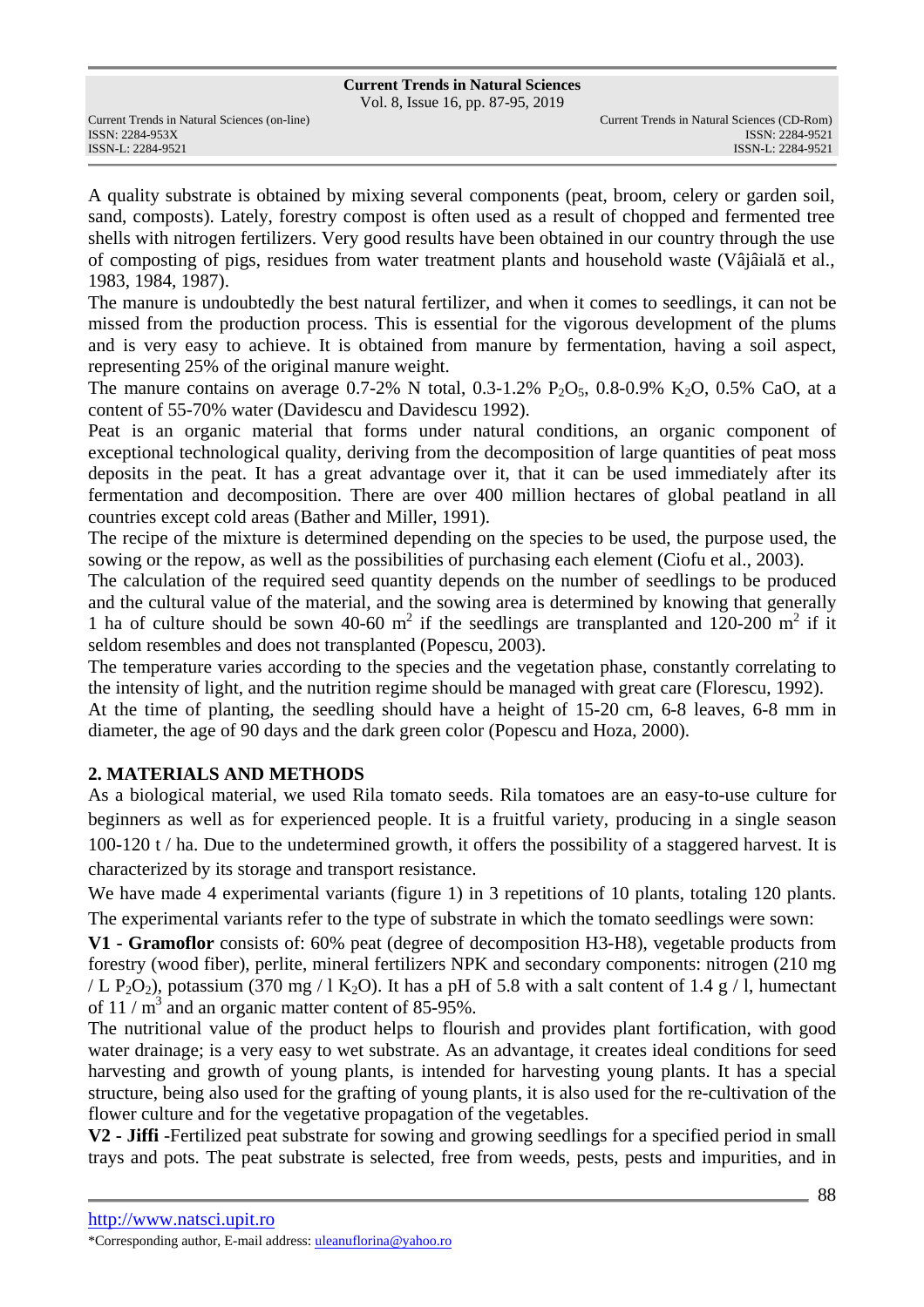A quality substrate is obtained by mixing several components (peat, broom, celery or garden soil, sand, composts). Lately, forestry compost is often used as a result of chopped and fermented tree shells with nitrogen fertilizers. Very good results have been obtained in our country through the use of composting of pigs, residues from water treatment plants and household waste (Vâjâială et al., 1983, 1984, 1987).

The manure is undoubtedly the best natural fertilizer, and when it comes to seedlings, it can not be missed from the production process. This is essential for the vigorous development of the plums and is very easy to achieve. It is obtained from manure by fermentation, having a soil aspect, representing 25% of the original manure weight.

The manure contains on average 0.7-2% N total, 0.3-1.2% $P_2O_5$, 0.8-0.9% $K_2O$, 0.5% CaO, at a content of 55-70% water (Davidescu and Davidescu 1992).

Peat is an organic material that forms under natural conditions, an organic component of exceptional technological quality, deriving from the decomposition of large quantities of peat moss deposits in the peat. It has a great advantage over it, that it can be used immediately after its fermentation and decomposition. There are over 400 million hectares of global peatland in all countries except cold areas (Bather and Miller, 1991).

The recipe of the mixture is determined depending on the species to be used, the purpose used, the sowing or the repow, as well as the possibilities of purchasing each element (Ciofu et al., 2003).

The calculation of the required seed quantity depends on the number of seedlings to be produced and the cultural value of the material, and the sowing area is determined by knowing that generally 1 ha of culture should be sown 40-60 $m^2$ if the seedlings are transplanted and 120-200 $m^2$ if it seldom resembles and does not transplanted (Popescu, 2003).

The temperature varies according to the species and the vegetation phase, constantly correlating to the intensity of light, and the nutrition regime should be managed with great care (Florescu, 1992).

At the time of planting, the seedling should have a height of 15-20 cm, 6-8 leaves, 6-8 mm in diameter, the age of 90 days and the dark green color (Popescu and Hoza, 2000).

## 2. MATERIALS AND METHODS

As a biological material, we used Rila tomato seeds. Rila tomatoes are an easy-to-use culture for beginners as well as for experienced people. It is a fruitful variety, producing in a single season 100-120 t / ha. Due to the undetermined growth, it offers the possibility of a staggered harvest. It is characterized by its storage and transport resistance.

We have made 4 experimental variants (figure 1) in 3 repetitions of 10 plants, totaling 120 plants. The experimental variants refer to the type of substrate in which the tomato seedlings were sown:

**V1 - Gramoflor** consists of: 60% peat (degree of decomposition H3-H8), vegetable products from forestry (wood fiber), perlite, mineral fertilizers NPK and secondary components: nitrogen (210 mg / L $P_2O_2$), potassium (370 mg / l $K_2O$). It has a pH of 5.8 with a salt content of 1.4 g / l, humectant of 11 / $m^3$ and an organic matter content of 85-95%.

The nutritional value of the product helps to flourish and provides plant fortification, with good water drainage; is a very easy to wet substrate. As an advantage, it creates ideal conditions for seed harvesting and growth of young plants, is intended for harvesting young plants. It has a special structure, being also used for the grafting of young plants, it is also used for the re-cultivation of the flower culture and for the vegetative propagation of the vegetables.

**V2 - Jiffi** -Fertilized peat substrate for sowing and growing seedlings for a specified period in small trays and pots. The peat substrate is selected, free from weeds, pests, pests and impurities, and in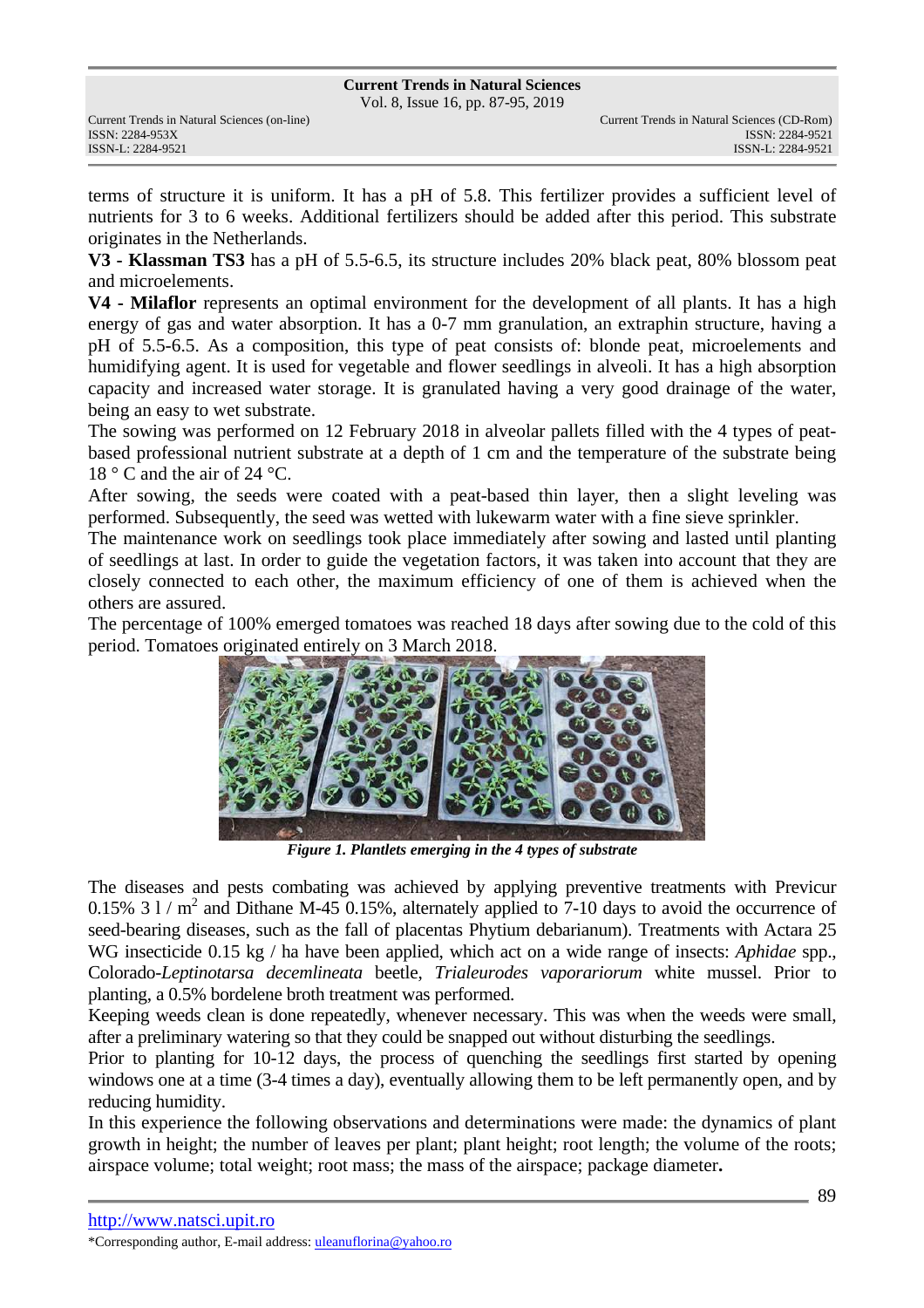terms of structure it is uniform. It has a pH of 5.8. This fertilizer provides a sufficient level of nutrients for 3 to 6 weeks. Additional fertilizers should be added after this period. This substrate originates in the Netherlands.

**V3 - Klassman TS3** has a pH of 5.5-6.5, its structure includes 20% black peat, 80% blossom peat and microelements.

**V4 - Milaflor** represents an optimal environment for the development of all plants. It has a high energy of gas and water absorption. It has a 0-7 mm granulation, an extraphin structure, having a pH of 5.5-6.5. As a composition, this type of peat consists of: blonde peat, microelements and humidifying agent. It is used for vegetable and flower seedlings in alveoli. It has a high absorption capacity and increased water storage. It is granulated having a very good drainage of the water, being an easy to wet substrate.

The sowing was performed on 12 February 2018 in alveolar pallets filled with the 4 types of peat-based professional nutrient substrate at a depth of 1 cm and the temperature of the substrate being 18 ° C and the air of 24 °C.

After sowing, the seeds were coated with a peat-based thin layer, then a slight leveling was performed. Subsequently, the seed was wetted with lukewarm water with a fine sieve sprinkler.

The maintenance work on seedlings took place immediately after sowing and lasted until planting of seedlings at last. In order to guide the vegetation factors, it was taken into account that they are closely connected to each other, the maximum efficiency of one of them is achieved when the others are assured.

The percentage of 100% emerged tomatoes was reached 18 days after sowing due to the cold of this period. Tomatoes originated entirely on 3 March 2018.

***Figure 1. Plantlets emerging in the 4 types of substrate***

The diseases and pests combating was achieved by applying preventive treatments with Previcur 0.15% 3 l / $m^2$ and Dithane M-45 0.15%, alternately applied to 7-10 days to avoid the occurrence of seed-bearing diseases, such as the fall of placentas Phytium debarianum). Treatments with Actara 25 WG insecticide 0.15 kg / ha have been applied, which act on a wide range of insects: *Aphidae* spp., Colorado-*Leptinotarsa decemlineata* beetle, *Trialeurodes vaporariorum* white mussel. Prior to planting, a 0.5% bordelene broth treatment was performed.

Keeping weeds clean is done repeatedly, whenever necessary. This was when the weeds were small, after a preliminary watering so that they could be snapped out without disturbing the seedlings.

Prior to planting for 10-12 days, the process of quenching the seedlings first started by opening windows one at a time (3-4 times a day), eventually allowing them to be left permanently open, and by reducing humidity.

In this experience the following observations and determinations were made: the dynamics of plant growth in height; the number of leaves per plant; plant height; root length; the volume of the roots; airspace volume; total weight; root mass; the mass of the airspace; package diameter.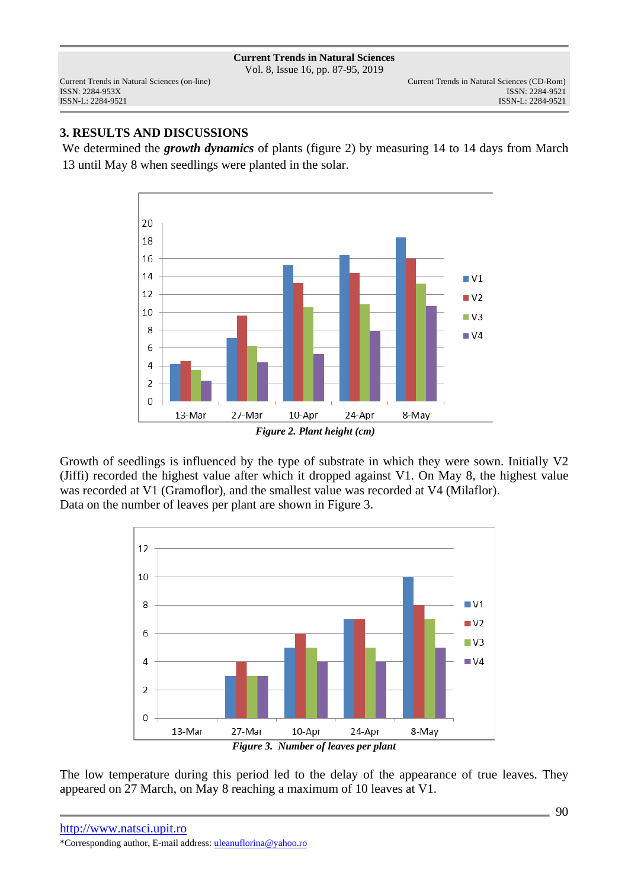### 3. RESULTS AND DISCUSSIONS

We determined the ***growth dynamics*** of plants (figure 2) by measuring 14 to 14 days from March 13 until May 8 when seedlings were planted in the solar.

*Figure 2. Plant height (cm)*

Growth of seedlings is influenced by the type of substrate in which they were sown. Initially V2 (Jiffi) recorded the highest value after which it dropped against V1. On May 8, the highest value was recorded at V1 (Gramoflor), and the smallest value was recorded at V4 (Milaflor).
Data on the number of leaves per plant are shown in Figure 3.

*Figure 3. Number of leaves per plant*

The low temperature during this period led to the delay of the appearance of true leaves. They appeared on 27 March, on May 8 reaching a maximum of 10 leaves at V1.

http://www.natsci.upit.ro
*Corresponding author, E-mail address: uleanuflorina@yahoo.ro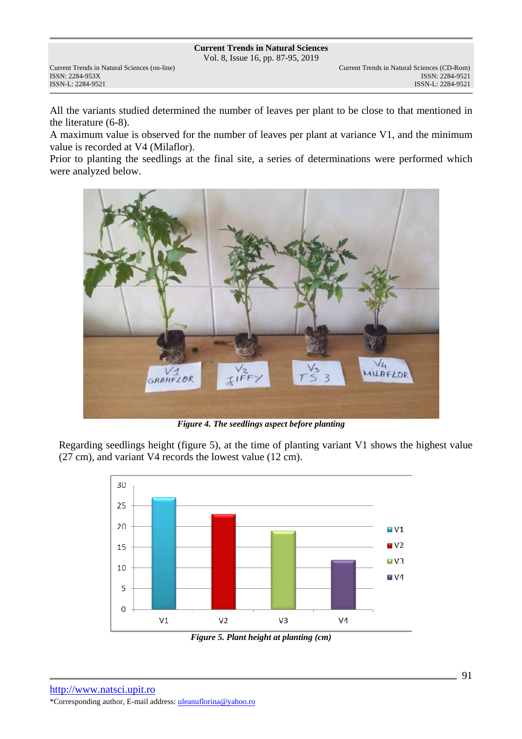All the variants studied determined the number of leaves per plant to be close to that mentioned in the literature (6-8).
A maximum value is observed for the number of leaves per plant at variance V1, and the minimum value is recorded at V4 (Milaflor).
Prior to planting the seedlings at the final site, a series of determinations were performed which were analyzed below.

***Figure 4. The seedlings aspect before planting***

Regarding seedlings height (figure 5), at the time of planting variant V1 shows the highest value (27 cm), and variant V4 records the lowest value (12 cm).

***Figure 5. Plant height at planting (cm)***

http://www.natsci.upit.ro
*Corresponding author, E-mail address: uleanuflorina@yahoo.ro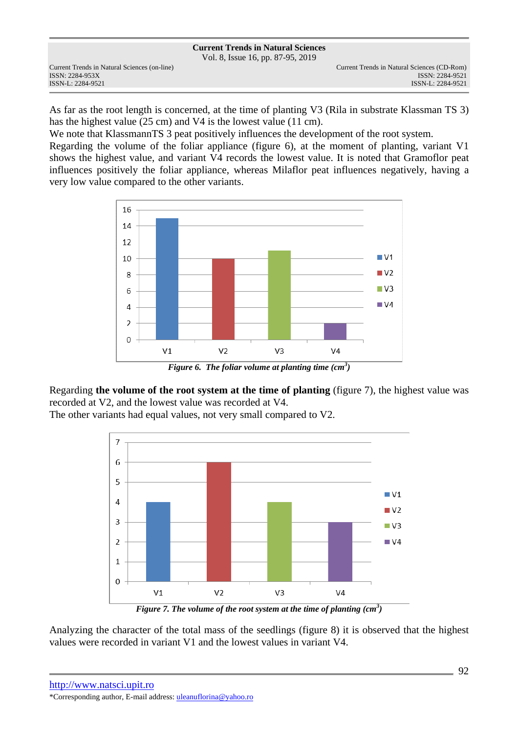As far as the root length is concerned, at the time of planting V3 (Rila in substrate Klassman TS 3) has the highest value (25 cm) and V4 is the lowest value (11 cm).

We note that KlassmannTS 3 peat positively influences the development of the root system.

Regarding the volume of the foliar appliance (figure 6), at the moment of planting, variant V1 shows the highest value, and variant V4 records the lowest value. It is noted that Gramoflor peat influences positively the foliar appliance, whereas Milaflor peat influences negatively, having a very low value compared to the other variants.

***Figure 6. The foliar volume at planting time (cm$^3$)***

Regarding **the volume of the root system at the time of planting** (figure 7), the highest value was recorded at V2, and the lowest value was recorded at V4.

The other variants had equal values, not very small compared to V2.

***Figure 7. The volume of the root system at the time of planting (cm$^3$)***

Analyzing the character of the total mass of the seedlings (figure 8) it is observed that the highest values were recorded in variant V1 and the lowest values in variant V4.

http://www.natsci.upit.ro

*Corresponding author, E-mail address: uleanuflorina@yahoo.ro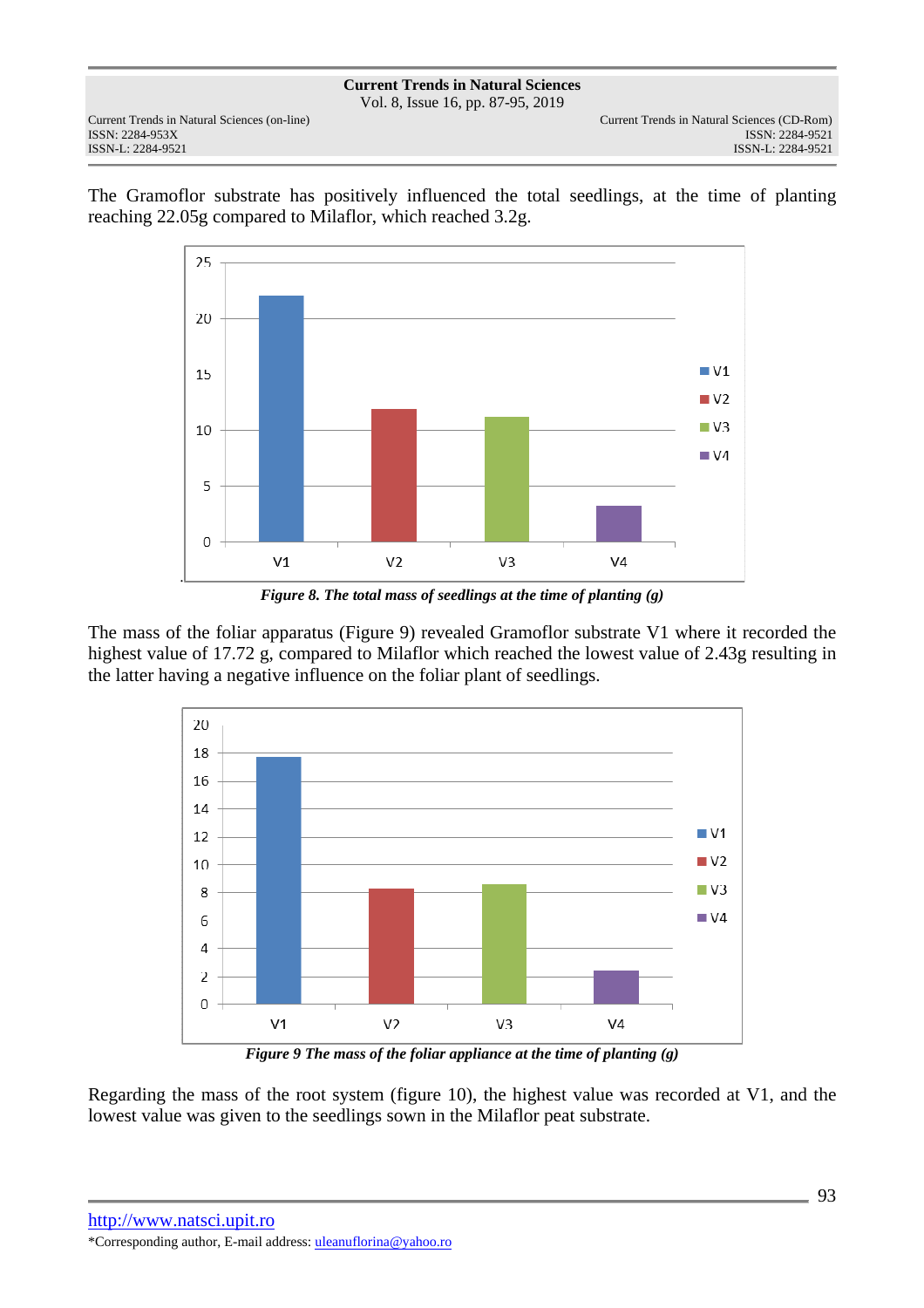The Gramoflor substrate has positively influenced the total seedlings, at the time of planting reaching 22.05g compared to Milaflor, which reached 3.2g.

*Figure 8. The total mass of seedlings at the time of planting (g)*

The mass of the foliar apparatus (Figure 9) revealed Gramoflor substrate V1 where it recorded the highest value of 17.72 g, compared to Milaflor which reached the lowest value of 2.43g resulting in the latter having a negative influence on the foliar plant of seedlings.

*Figure 9 The mass of the foliar appliance at the time of planting (g)*

Regarding the mass of the root system (figure 10), the highest value was recorded at V1, and the lowest value was given to the seedlings sown in the Milaflor peat substrate.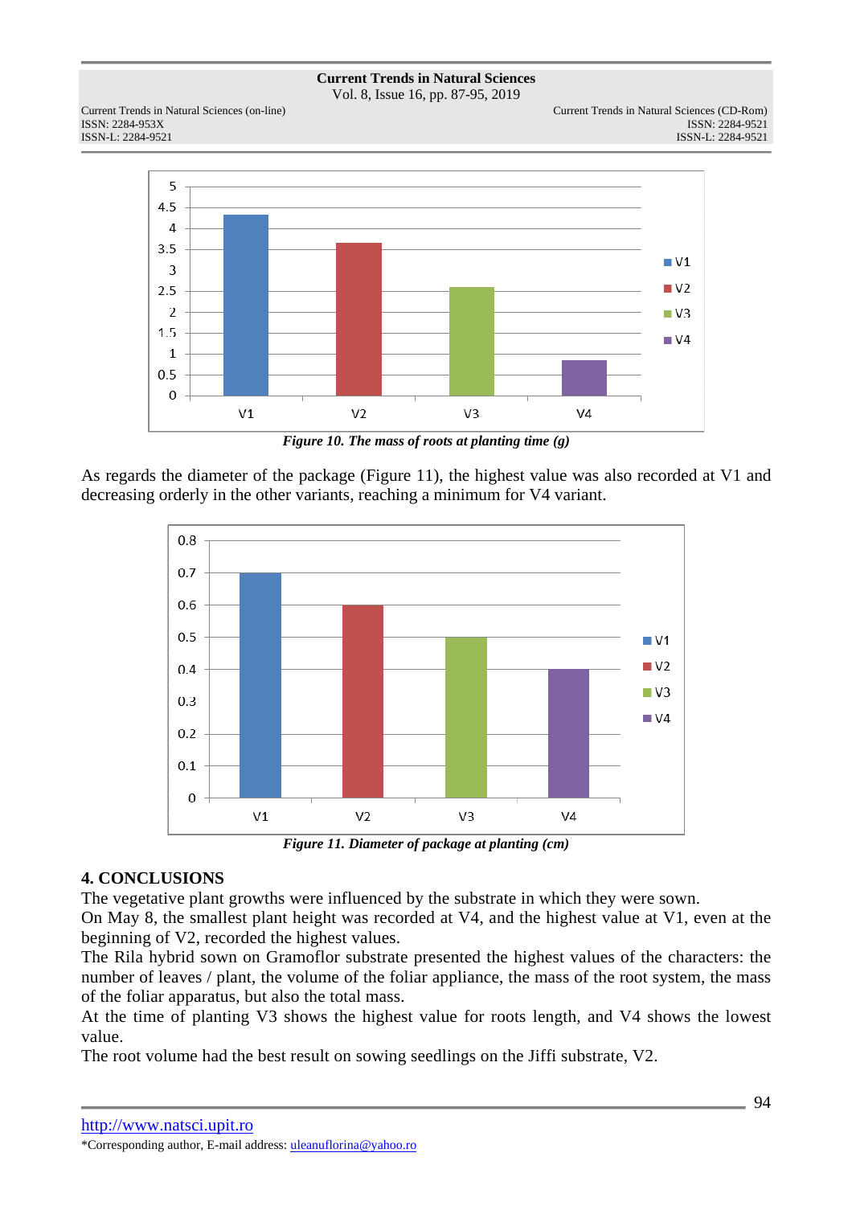*Figure 10. The mass of roots at planting time (g)*

As regards the diameter of the package (Figure 11), the highest value was also recorded at V1 and decreasing orderly in the other variants, reaching a minimum for V4 variant.

*Figure 11. Diameter of package at planting (cm)*

## 4. CONCLUSIONS

The vegetative plant growths were influenced by the substrate in which they were sown.

On May 8, the smallest plant height was recorded at V4, and the highest value at V1, even at the beginning of V2, recorded the highest values.

The Rila hybrid sown on Gramoflor substrate presented the highest values of the characters: the number of leaves / plant, the volume of the foliar appliance, the mass of the root system, the mass of the foliar apparatus, but also the total mass.

At the time of planting V3 shows the highest value for roots length, and V4 shows the lowest value.

The root volume had the best result on sowing seedlings on the Jiffi substrate, V2.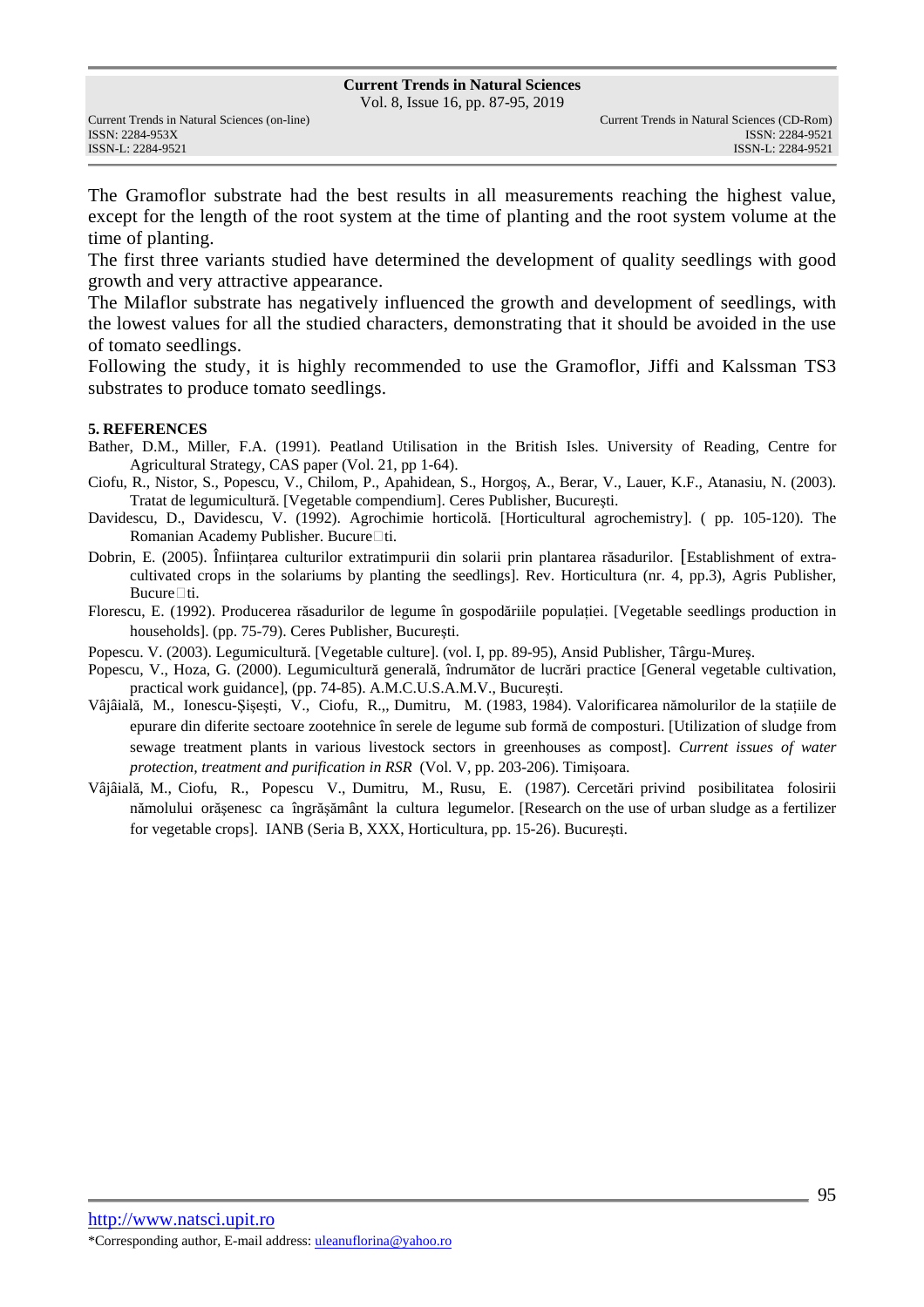The Gramoflor substrate had the best results in all measurements reaching the highest value, except for the length of the root system at the time of planting and the root system volume at the time of planting.

The first three variants studied have determined the development of quality seedlings with good growth and very attractive appearance.

The Milaflor substrate has negatively influenced the growth and development of seedlings, with the lowest values for all the studied characters, demonstrating that it should be avoided in the use of tomato seedlings.

Following the study, it is highly recommended to use the Gramoflor, Jiffi and Kalssman TS3 substrates to produce tomato seedlings.

## 5. REFERENCES

Bather, D.M., Miller, F.A. (1991). Peatland Utilisation in the British Isles. University of Reading, Centre for Agricultural Strategy, CAS paper (Vol. 21, pp 1-64).

Ciofu, R., Nistor, S., Popescu, V., Chilom, P., Apahidean, S., Horgoş, A., Berar, V., Lauer, K.F., Atanasiu, N. (2003). Tratat de legumicultură. [Vegetable compendium]. Ceres Publisher, Bucureşti.

Davidescu, D., Davidescu, V. (1992). Agrochimie horticolă. [Horticultural agrochemistry]. ( pp. 105-120). The Romanian Academy Publisher. Bucure□ti.

Dobrin, E. (2005). Înființarea culturilor extratimpurii din solarii prin plantarea răsadurilor. [Establishment of extra-cultivated crops in the solariums by planting the seedlings]. Rev. Horticultura (nr. 4, pp.3), Agris Publisher, Bucure□ti.

Florescu, E. (1992). Producerea răsadurilor de legume în gospodăriile populației. [Vegetable seedlings production in households]. (pp. 75-79). Ceres Publisher, Bucureşti.

Popescu. V. (2003). Legumicultură. [Vegetable culture]. (vol. I, pp. 89-95), Ansid Publisher, Târgu-Mureş.

Popescu, V., Hoza, G. (2000). Legumicultură generală, îndrumător de lucrări practice [General vegetable cultivation, practical work guidance], (pp. 74-85). A.M.C.U.S.A.M.V., Bucureşti.

Vâjâială, M., Ionescu-Şişeşti, V., Ciofu, R.,, Dumitru, M. (1983, 1984). Valorificarea nămolurilor de la stațiile de epurare din diferite sectoare zootehnice în serele de legume sub formă de composturi. [Utilization of sludge from sewage treatment plants in various livestock sectors in greenhouses as compost]. *Current issues of water protection, treatment and purification in RSR* (Vol. V, pp. 203-206). Timişoara.

Vâjâială, M., Ciofu, R., Popescu V., Dumitru, M., Rusu, E. (1987). Cercetări privind posibilitatea folosirii nămolului orăşenesc ca îngrăşământ la cultura legumelor. [Research on the use of urban sludge as a fertilizer for vegetable crops]. IANB (Seria B, XXX, Horticultura, pp. 15-26). Bucureşti.

*Corresponding author, E-mail address: uleanuflorina@yahoo.ro